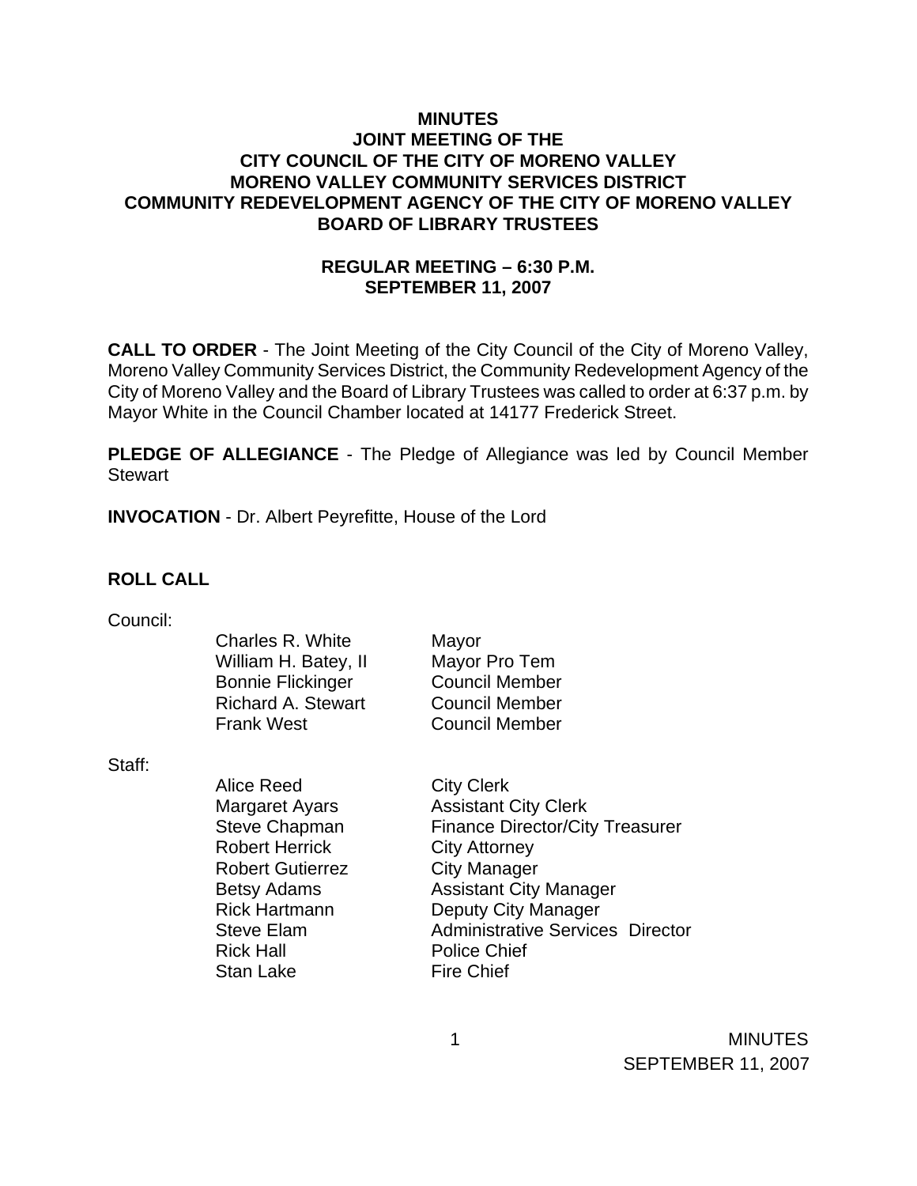# MINUTES
## JOINT MEETING OF THE
## CITY COUNCIL OF THE CITY OF MORENO VALLEY
## MORENO VALLEY COMMUNITY SERVICES DISTRICT
## COMMUNITY REDEVELOPMENT AGENCY OF THE CITY OF MORENO VALLEY
## BOARD OF LIBRARY TRUSTEES

### REGULAR MEETING – 6:30 P.M.
### SEPTEMBER 11, 2007

**CALL TO ORDER** - The Joint Meeting of the City Council of the City of Moreno Valley, Moreno Valley Community Services District, the Community Redevelopment Agency of the City of Moreno Valley and the Board of Library Trustees was called to order at 6:37 p.m. by Mayor White in the Council Chamber located at 14177 Frederick Street.

**PLEDGE OF ALLEGIANCE** - The Pledge of Allegiance was led by Council Member Stewart

**INVOCATION** - Dr. Albert Peyrefitte, House of the Lord

**ROLL CALL**

Council:

| | |
|---|---|
| Charles R. White | Mayor |
| William H. Batey, II | Mayor Pro Tem |
| Bonnie Flickinger | Council Member |
| Richard A. Stewart | Council Member |
| Frank West | Council Member |

Staff:

| | |
|---|---|
| Alice Reed | City Clerk |
| Margaret Ayars | Assistant City Clerk |
| Steve Chapman | Finance Director/City Treasurer |
| Robert Herrick | City Attorney |
| Robert Gutierrez | City Manager |
| Betsy Adams | Assistant City Manager |
| Rick Hartmann | Deputy City Manager |
| Steve Elam | Administrative Services Director |
| Rick Hall | Police Chief |
| Stan Lake | Fire Chief |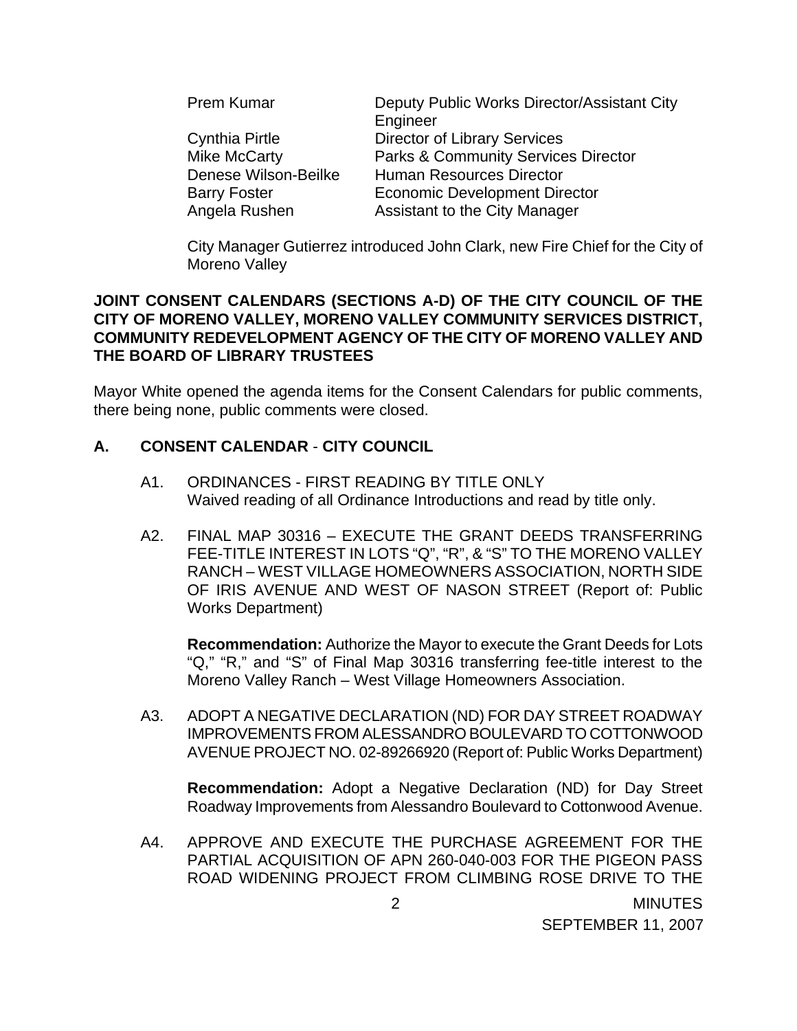| | |
|---|---|
| Prem Kumar | Deputy Public Works Director/Assistant City Engineer |
| Cynthia Pirtle | Director of Library Services |
| Mike McCarty | Parks & Community Services Director |
| Denese Wilson-Beilke | Human Resources Director |
| Barry Foster | Economic Development Director |
| Angela Rushen | Assistant to the City Manager |

City Manager Gutierrez introduced John Clark, new Fire Chief for the City of Moreno Valley

**JOINT CONSENT CALENDARS (SECTIONS A-D) OF THE CITY COUNCIL OF THE CITY OF MORENO VALLEY, MORENO VALLEY COMMUNITY SERVICES DISTRICT, COMMUNITY REDEVELOPMENT AGENCY OF THE CITY OF MORENO VALLEY AND THE BOARD OF LIBRARY TRUSTEES**

Mayor White opened the agenda items for the Consent Calendars for public comments, there being none, public comments were closed.

## A. CONSENT CALENDAR - CITY COUNCIL

A1. ORDINANCES - FIRST READING BY TITLE ONLY
Waived reading of all Ordinance Introductions and read by title only.

A2. FINAL MAP 30316 – EXECUTE THE GRANT DEEDS TRANSFERRING FEE-TITLE INTEREST IN LOTS "Q", "R", & "S" TO THE MORENO VALLEY RANCH – WEST VILLAGE HOMEOWNERS ASSOCIATION, NORTH SIDE OF IRIS AVENUE AND WEST OF NASON STREET (Report of: Public Works Department)

**Recommendation:** Authorize the Mayor to execute the Grant Deeds for Lots "Q," "R," and "S" of Final Map 30316 transferring fee-title interest to the Moreno Valley Ranch – West Village Homeowners Association.

A3. ADOPT A NEGATIVE DECLARATION (ND) FOR DAY STREET ROADWAY IMPROVEMENTS FROM ALESSANDRO BOULEVARD TO COTTONWOOD AVENUE PROJECT NO. 02-89266920 (Report of: Public Works Department)

**Recommendation:** Adopt a Negative Declaration (ND) for Day Street Roadway Improvements from Alessandro Boulevard to Cottonwood Avenue.

A4. APPROVE AND EXECUTE THE PURCHASE AGREEMENT FOR THE PARTIAL ACQUISITION OF APN 260-040-003 FOR THE PIGEON PASS ROAD WIDENING PROJECT FROM CLIMBING ROSE DRIVE TO THE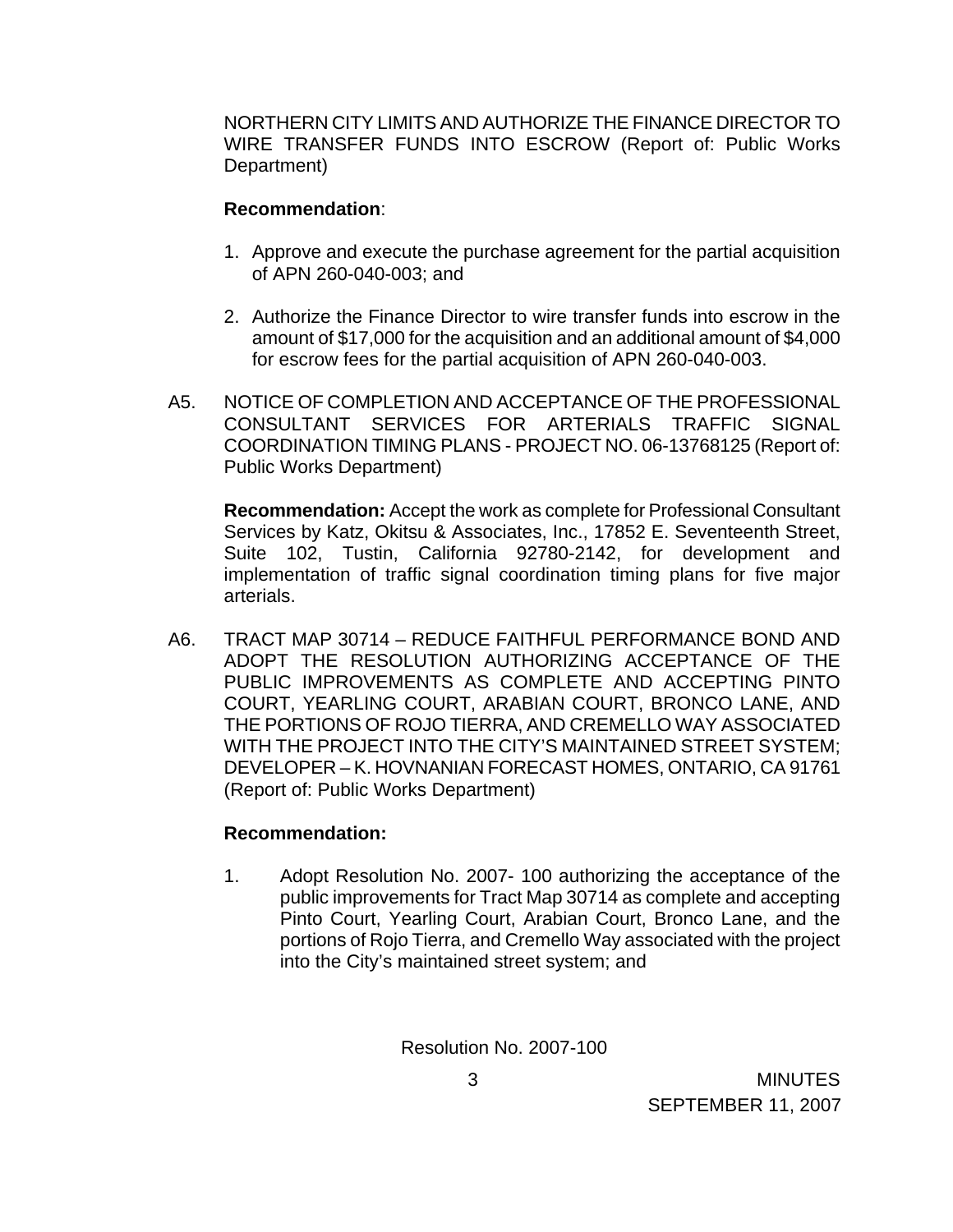NORTHERN CITY LIMITS AND AUTHORIZE THE FINANCE DIRECTOR TO WIRE TRANSFER FUNDS INTO ESCROW (Report of: Public Works Department)

**Recommendation**:

1. Approve and execute the purchase agreement for the partial acquisition of APN 260-040-003; and

2. Authorize the Finance Director to wire transfer funds into escrow in the amount of $17,000 for the acquisition and an additional amount of $4,000 for escrow fees for the partial acquisition of APN 260-040-003.

A5. NOTICE OF COMPLETION AND ACCEPTANCE OF THE PROFESSIONAL CONSULTANT SERVICES FOR ARTERIALS TRAFFIC SIGNAL COORDINATION TIMING PLANS - PROJECT NO. 06-13768125 (Report of: Public Works Department)

**Recommendation:** Accept the work as complete for Professional Consultant Services by Katz, Okitsu & Associates, Inc., 17852 E. Seventeenth Street, Suite 102, Tustin, California 92780-2142, for development and implementation of traffic signal coordination timing plans for five major arterials.

A6. TRACT MAP 30714 – REDUCE FAITHFUL PERFORMANCE BOND AND ADOPT THE RESOLUTION AUTHORIZING ACCEPTANCE OF THE PUBLIC IMPROVEMENTS AS COMPLETE AND ACCEPTING PINTO COURT, YEARLING COURT, ARABIAN COURT, BRONCO LANE, AND THE PORTIONS OF ROJO TIERRA, AND CREMELLO WAY ASSOCIATED WITH THE PROJECT INTO THE CITY'S MAINTAINED STREET SYSTEM; DEVELOPER – K. HOVNANIAN FORECAST HOMES, ONTARIO, CA 91761 (Report of: Public Works Department)

**Recommendation:**

1. Adopt Resolution No. 2007- 100 authorizing the acceptance of the public improvements for Tract Map 30714 as complete and accepting Pinto Court, Yearling Court, Arabian Court, Bronco Lane, and the portions of Rojo Tierra, and Cremello Way associated with the project into the City's maintained street system; and

Resolution No. 2007-100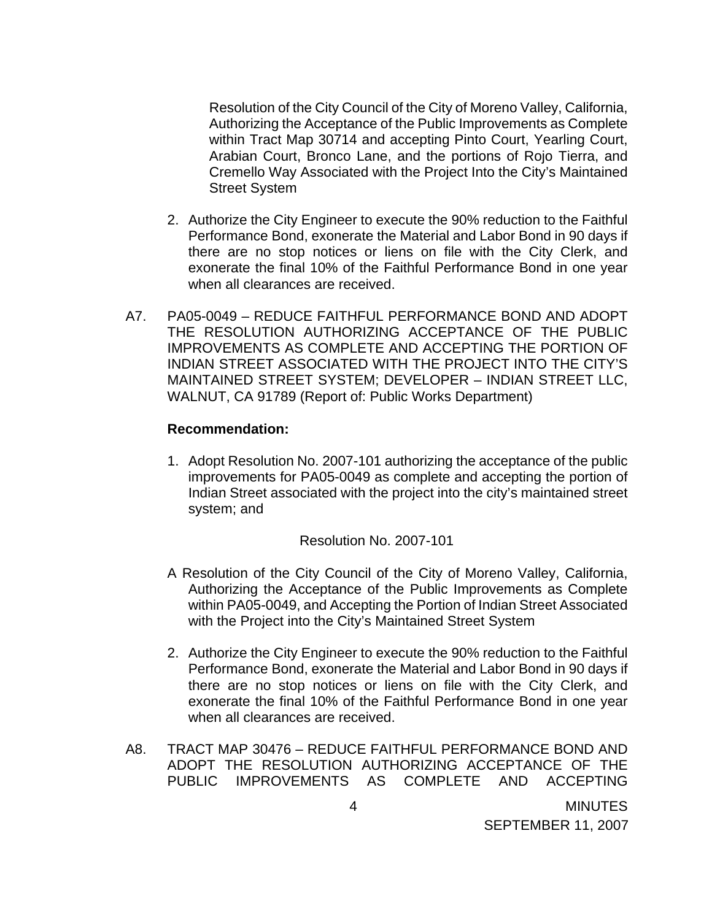Resolution of the City Council of the City of Moreno Valley, California, Authorizing the Acceptance of the Public Improvements as Complete within Tract Map 30714 and accepting Pinto Court, Yearling Court, Arabian Court, Bronco Lane, and the portions of Rojo Tierra, and Cremello Way Associated with the Project Into the City's Maintained Street System

2. Authorize the City Engineer to execute the 90% reduction to the Faithful Performance Bond, exonerate the Material and Labor Bond in 90 days if there are no stop notices or liens on file with the City Clerk, and exonerate the final 10% of the Faithful Performance Bond in one year when all clearances are received.

A7. PA05-0049 – REDUCE FAITHFUL PERFORMANCE BOND AND ADOPT THE RESOLUTION AUTHORIZING ACCEPTANCE OF THE PUBLIC IMPROVEMENTS AS COMPLETE AND ACCEPTING THE PORTION OF INDIAN STREET ASSOCIATED WITH THE PROJECT INTO THE CITY'S MAINTAINED STREET SYSTEM; DEVELOPER – INDIAN STREET LLC, WALNUT, CA 91789 (Report of: Public Works Department)

**Recommendation:**

1. Adopt Resolution No. 2007-101 authorizing the acceptance of the public improvements for PA05-0049 as complete and accepting the portion of Indian Street associated with the project into the city's maintained street system; and

Resolution No. 2007-101

A Resolution of the City Council of the City of Moreno Valley, California, Authorizing the Acceptance of the Public Improvements as Complete within PA05-0049, and Accepting the Portion of Indian Street Associated with the Project into the City's Maintained Street System

2. Authorize the City Engineer to execute the 90% reduction to the Faithful Performance Bond, exonerate the Material and Labor Bond in 90 days if there are no stop notices or liens on file with the City Clerk, and exonerate the final 10% of the Faithful Performance Bond in one year when all clearances are received.

A8. TRACT MAP 30476 – REDUCE FAITHFUL PERFORMANCE BOND AND ADOPT THE RESOLUTION AUTHORIZING ACCEPTANCE OF THE PUBLIC IMPROVEMENTS AS COMPLETE AND ACCEPTING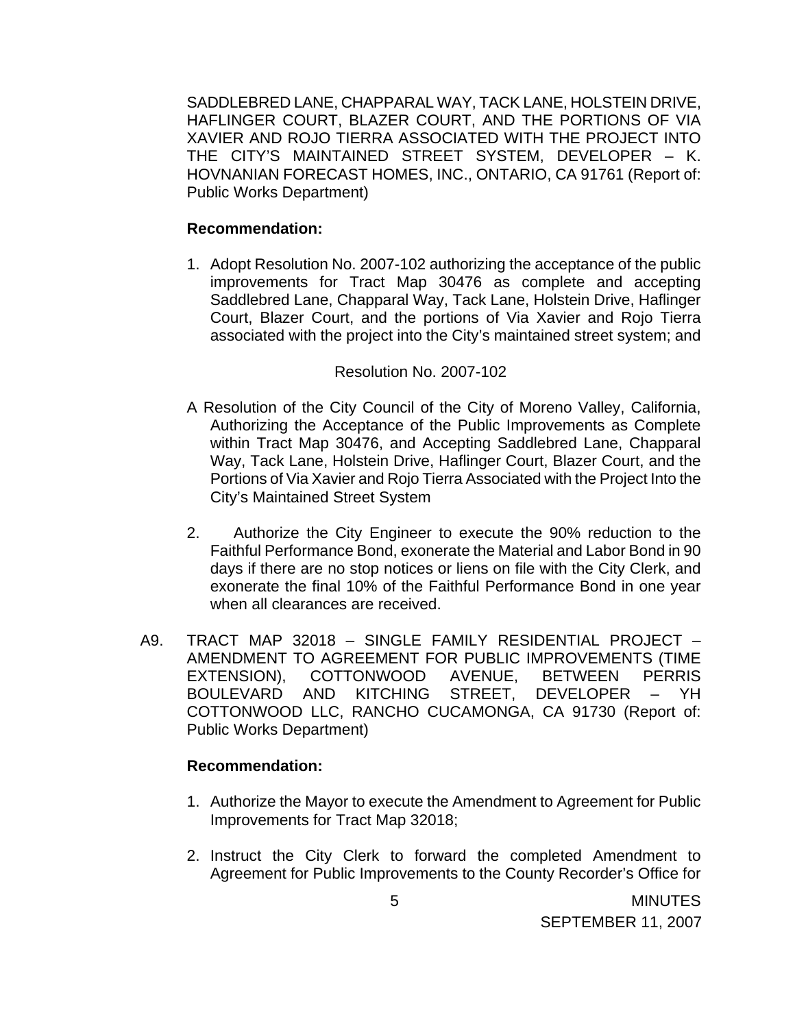SADDLEBRED LANE, CHAPPARAL WAY, TACK LANE, HOLSTEIN DRIVE, HAFLINGER COURT, BLAZER COURT, AND THE PORTIONS OF VIA XAVIER AND ROJO TIERRA ASSOCIATED WITH THE PROJECT INTO THE CITY'S MAINTAINED STREET SYSTEM, DEVELOPER – K. HOVNANIAN FORECAST HOMES, INC., ONTARIO, CA 91761 (Report of: Public Works Department)

**Recommendation:**

1. Adopt Resolution No. 2007-102 authorizing the acceptance of the public improvements for Tract Map 30476 as complete and accepting Saddlebred Lane, Chapparal Way, Tack Lane, Holstein Drive, Haflinger Court, Blazer Court, and the portions of Via Xavier and Rojo Tierra associated with the project into the City's maintained street system; and

Resolution No. 2007-102

A Resolution of the City Council of the City of Moreno Valley, California, Authorizing the Acceptance of the Public Improvements as Complete within Tract Map 30476, and Accepting Saddlebred Lane, Chapparal Way, Tack Lane, Holstein Drive, Haflinger Court, Blazer Court, and the Portions of Via Xavier and Rojo Tierra Associated with the Project Into the City's Maintained Street System

2. Authorize the City Engineer to execute the 90% reduction to the Faithful Performance Bond, exonerate the Material and Labor Bond in 90 days if there are no stop notices or liens on file with the City Clerk, and exonerate the final 10% of the Faithful Performance Bond in one year when all clearances are received.

A9. TRACT MAP 32018 – SINGLE FAMILY RESIDENTIAL PROJECT – AMENDMENT TO AGREEMENT FOR PUBLIC IMPROVEMENTS (TIME EXTENSION), COTTONWOOD AVENUE, BETWEEN PERRIS BOULEVARD AND KITCHING STREET, DEVELOPER – YH COTTONWOOD LLC, RANCHO CUCAMONGA, CA 91730 (Report of: Public Works Department)

**Recommendation:**

1. Authorize the Mayor to execute the Amendment to Agreement for Public Improvements for Tract Map 32018;

2. Instruct the City Clerk to forward the completed Amendment to Agreement for Public Improvements to the County Recorder's Office for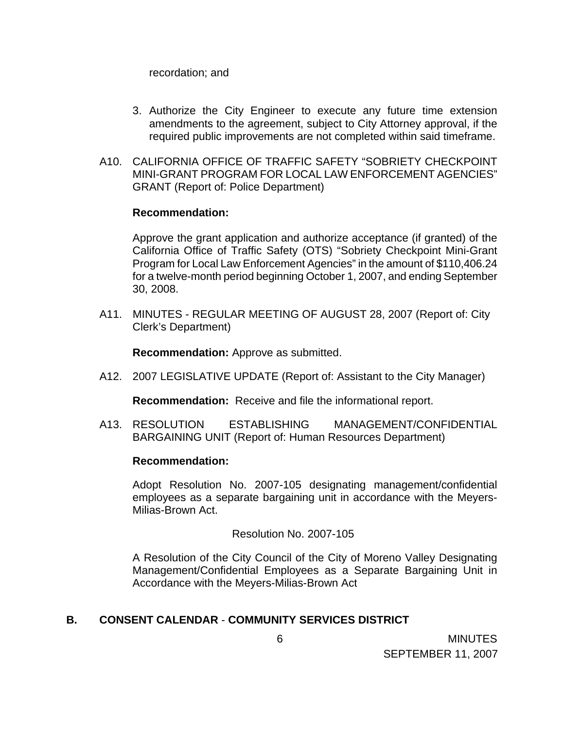recordation; and

3. Authorize the City Engineer to execute any future time extension amendments to the agreement, subject to City Attorney approval, if the required public improvements are not completed within said timeframe.

A10. CALIFORNIA OFFICE OF TRAFFIC SAFETY "SOBRIETY CHECKPOINT MINI-GRANT PROGRAM FOR LOCAL LAW ENFORCEMENT AGENCIES" GRANT (Report of: Police Department)

**Recommendation:**

Approve the grant application and authorize acceptance (if granted) of the California Office of Traffic Safety (OTS) "Sobriety Checkpoint Mini-Grant Program for Local Law Enforcement Agencies" in the amount of $110,406.24 for a twelve-month period beginning October 1, 2007, and ending September 30, 2008.

A11. MINUTES - REGULAR MEETING OF AUGUST 28, 2007 (Report of: City Clerk's Department)

**Recommendation:** Approve as submitted.

A12. 2007 LEGISLATIVE UPDATE (Report of: Assistant to the City Manager)

**Recommendation:** Receive and file the informational report.

A13. RESOLUTION ESTABLISHING MANAGEMENT/CONFIDENTIAL BARGAINING UNIT (Report of: Human Resources Department)

**Recommendation:**

Adopt Resolution No. 2007-105 designating management/confidential employees as a separate bargaining unit in accordance with the Meyers-Milias-Brown Act.

Resolution No. 2007-105

A Resolution of the City Council of the City of Moreno Valley Designating Management/Confidential Employees as a Separate Bargaining Unit in Accordance with the Meyers-Milias-Brown Act

**B. CONSENT CALENDAR - COMMUNITY SERVICES DISTRICT**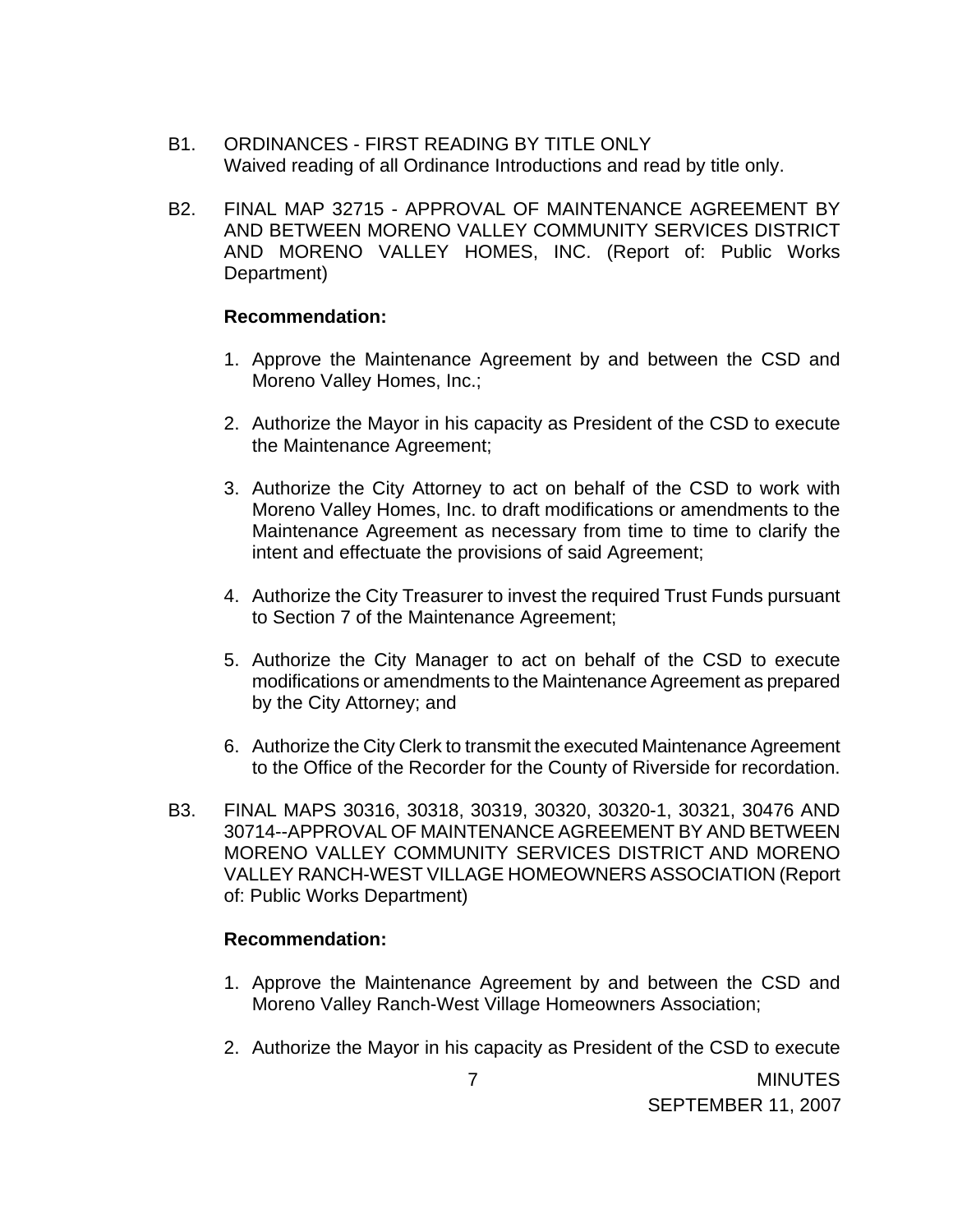B1. ORDINANCES - FIRST READING BY TITLE ONLY
Waived reading of all Ordinance Introductions and read by title only.

B2. FINAL MAP 32715 - APPROVAL OF MAINTENANCE AGREEMENT BY AND BETWEEN MORENO VALLEY COMMUNITY SERVICES DISTRICT AND MORENO VALLEY HOMES, INC. (Report of: Public Works Department)

**Recommendation:**

1. Approve the Maintenance Agreement by and between the CSD and Moreno Valley Homes, Inc.;

2. Authorize the Mayor in his capacity as President of the CSD to execute the Maintenance Agreement;

3. Authorize the City Attorney to act on behalf of the CSD to work with Moreno Valley Homes, Inc. to draft modifications or amendments to the Maintenance Agreement as necessary from time to time to clarify the intent and effectuate the provisions of said Agreement;

4. Authorize the City Treasurer to invest the required Trust Funds pursuant to Section 7 of the Maintenance Agreement;

5. Authorize the City Manager to act on behalf of the CSD to execute modifications or amendments to the Maintenance Agreement as prepared by the City Attorney; and

6. Authorize the City Clerk to transmit the executed Maintenance Agreement to the Office of the Recorder for the County of Riverside for recordation.

B3. FINAL MAPS 30316, 30318, 30319, 30320, 30320-1, 30321, 30476 AND 30714--APPROVAL OF MAINTENANCE AGREEMENT BY AND BETWEEN MORENO VALLEY COMMUNITY SERVICES DISTRICT AND MORENO VALLEY RANCH-WEST VILLAGE HOMEOWNERS ASSOCIATION (Report of: Public Works Department)

**Recommendation:**

1. Approve the Maintenance Agreement by and between the CSD and Moreno Valley Ranch-West Village Homeowners Association;

2. Authorize the Mayor in his capacity as President of the CSD to execute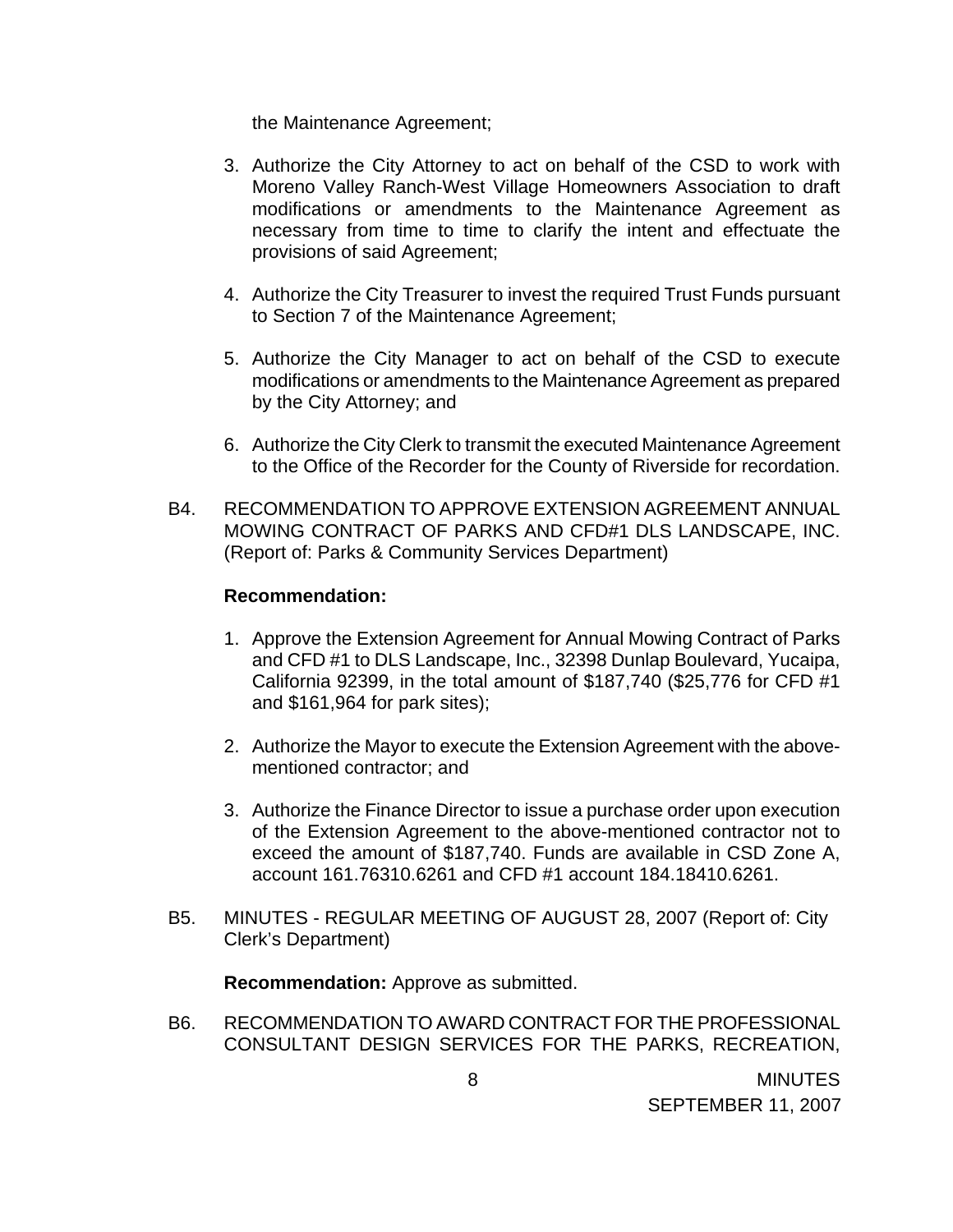the Maintenance Agreement;

3. Authorize the City Attorney to act on behalf of the CSD to work with Moreno Valley Ranch-West Village Homeowners Association to draft modifications or amendments to the Maintenance Agreement as necessary from time to time to clarify the intent and effectuate the provisions of said Agreement;

4. Authorize the City Treasurer to invest the required Trust Funds pursuant to Section 7 of the Maintenance Agreement;

5. Authorize the City Manager to act on behalf of the CSD to execute modifications or amendments to the Maintenance Agreement as prepared by the City Attorney; and

6. Authorize the City Clerk to transmit the executed Maintenance Agreement to the Office of the Recorder for the County of Riverside for recordation.

B4. RECOMMENDATION TO APPROVE EXTENSION AGREEMENT ANNUAL MOWING CONTRACT OF PARKS AND CFD#1 DLS LANDSCAPE, INC. (Report of: Parks & Community Services Department)

**Recommendation:**

1. Approve the Extension Agreement for Annual Mowing Contract of Parks and CFD #1 to DLS Landscape, Inc., 32398 Dunlap Boulevard, Yucaipa, California 92399, in the total amount of $187,740 ($25,776 for CFD #1 and $161,964 for park sites);

2. Authorize the Mayor to execute the Extension Agreement with the above-mentioned contractor; and

3. Authorize the Finance Director to issue a purchase order upon execution of the Extension Agreement to the above-mentioned contractor not to exceed the amount of $187,740. Funds are available in CSD Zone A, account 161.76310.6261 and CFD #1 account 184.18410.6261.

B5. MINUTES - REGULAR MEETING OF AUGUST 28, 2007 (Report of: City Clerk's Department)

**Recommendation:** Approve as submitted.

B6. RECOMMENDATION TO AWARD CONTRACT FOR THE PROFESSIONAL CONSULTANT DESIGN SERVICES FOR THE PARKS, RECREATION,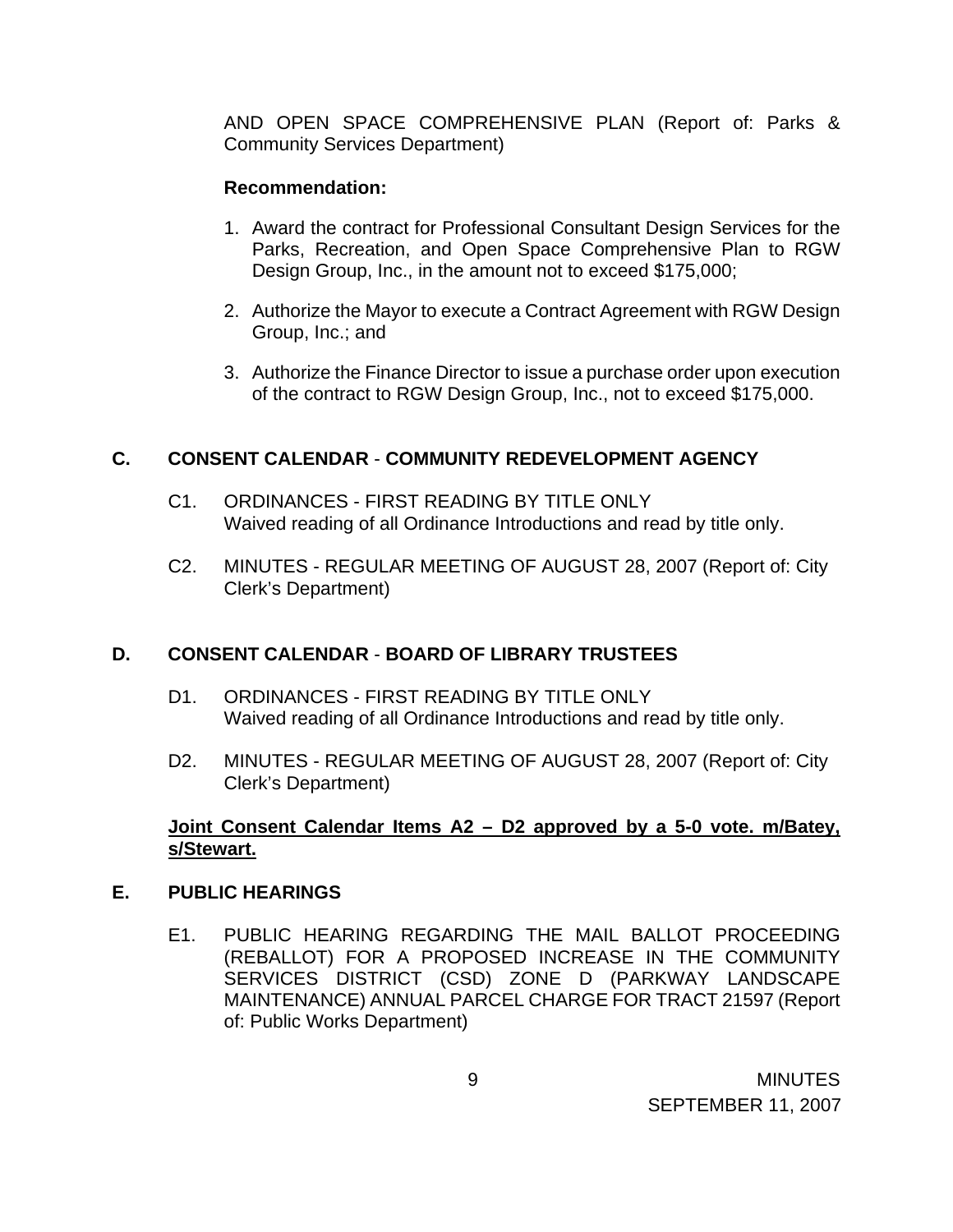AND OPEN SPACE COMPREHENSIVE PLAN (Report of: Parks & Community Services Department)

**Recommendation:**

1. Award the contract for Professional Consultant Design Services for the Parks, Recreation, and Open Space Comprehensive Plan to RGW Design Group, Inc., in the amount not to exceed $175,000;

2. Authorize the Mayor to execute a Contract Agreement with RGW Design Group, Inc.; and

3. Authorize the Finance Director to issue a purchase order upon execution of the contract to RGW Design Group, Inc., not to exceed $175,000.

## C. CONSENT CALENDAR - COMMUNITY REDEVELOPMENT AGENCY

C1. ORDINANCES - FIRST READING BY TITLE ONLY
Waived reading of all Ordinance Introductions and read by title only.

C2. MINUTES - REGULAR MEETING OF AUGUST 28, 2007 (Report of: City Clerk's Department)

## D. CONSENT CALENDAR - BOARD OF LIBRARY TRUSTEES

D1. ORDINANCES - FIRST READING BY TITLE ONLY
Waived reading of all Ordinance Introductions and read by title only.

D2. MINUTES - REGULAR MEETING OF AUGUST 28, 2007 (Report of: City Clerk's Department)

**Joint Consent Calendar Items A2 – D2 approved by a 5-0 vote. m/Batey, s/Stewart.**

## E. PUBLIC HEARINGS

E1. PUBLIC HEARING REGARDING THE MAIL BALLOT PROCEEDING (REBALLOT) FOR A PROPOSED INCREASE IN THE COMMUNITY SERVICES DISTRICT (CSD) ZONE D (PARKWAY LANDSCAPE MAINTENANCE) ANNUAL PARCEL CHARGE FOR TRACT 21597 (Report of: Public Works Department)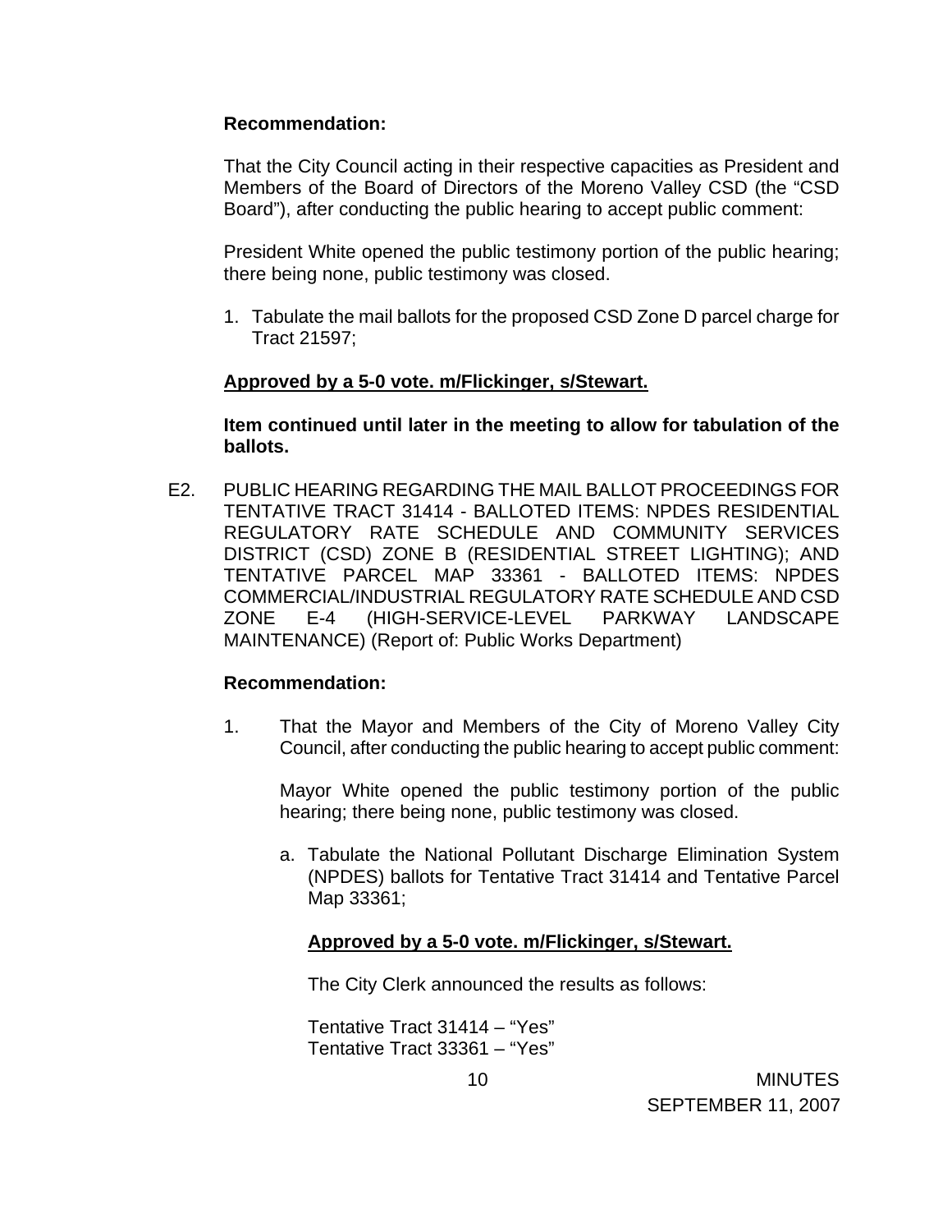**Recommendation:**

That the City Council acting in their respective capacities as President and Members of the Board of Directors of the Moreno Valley CSD (the "CSD Board"), after conducting the public hearing to accept public comment:

President White opened the public testimony portion of the public hearing; there being none, public testimony was closed.

1. Tabulate the mail ballots for the proposed CSD Zone D parcel charge for Tract 21597;

**Approved by a 5-0 vote. m/Flickinger, s/Stewart.**

**Item continued until later in the meeting to allow for tabulation of the ballots.**

E2. PUBLIC HEARING REGARDING THE MAIL BALLOT PROCEEDINGS FOR TENTATIVE TRACT 31414 - BALLOTED ITEMS: NPDES RESIDENTIAL REGULATORY RATE SCHEDULE AND COMMUNITY SERVICES DISTRICT (CSD) ZONE B (RESIDENTIAL STREET LIGHTING); AND TENTATIVE PARCEL MAP 33361 - BALLOTED ITEMS: NPDES COMMERCIAL/INDUSTRIAL REGULATORY RATE SCHEDULE AND CSD ZONE E-4 (HIGH-SERVICE-LEVEL PARKWAY LANDSCAPE MAINTENANCE) (Report of: Public Works Department)

**Recommendation:**

1. That the Mayor and Members of the City of Moreno Valley City Council, after conducting the public hearing to accept public comment:

   Mayor White opened the public testimony portion of the public hearing; there being none, public testimony was closed.

   a. Tabulate the National Pollutant Discharge Elimination System (NPDES) ballots for Tentative Tract 31414 and Tentative Parcel Map 33361;

      **Approved by a 5-0 vote. m/Flickinger, s/Stewart.**

      The City Clerk announced the results as follows:

      Tentative Tract 31414 – "Yes"
      Tentative Tract 33361 – "Yes"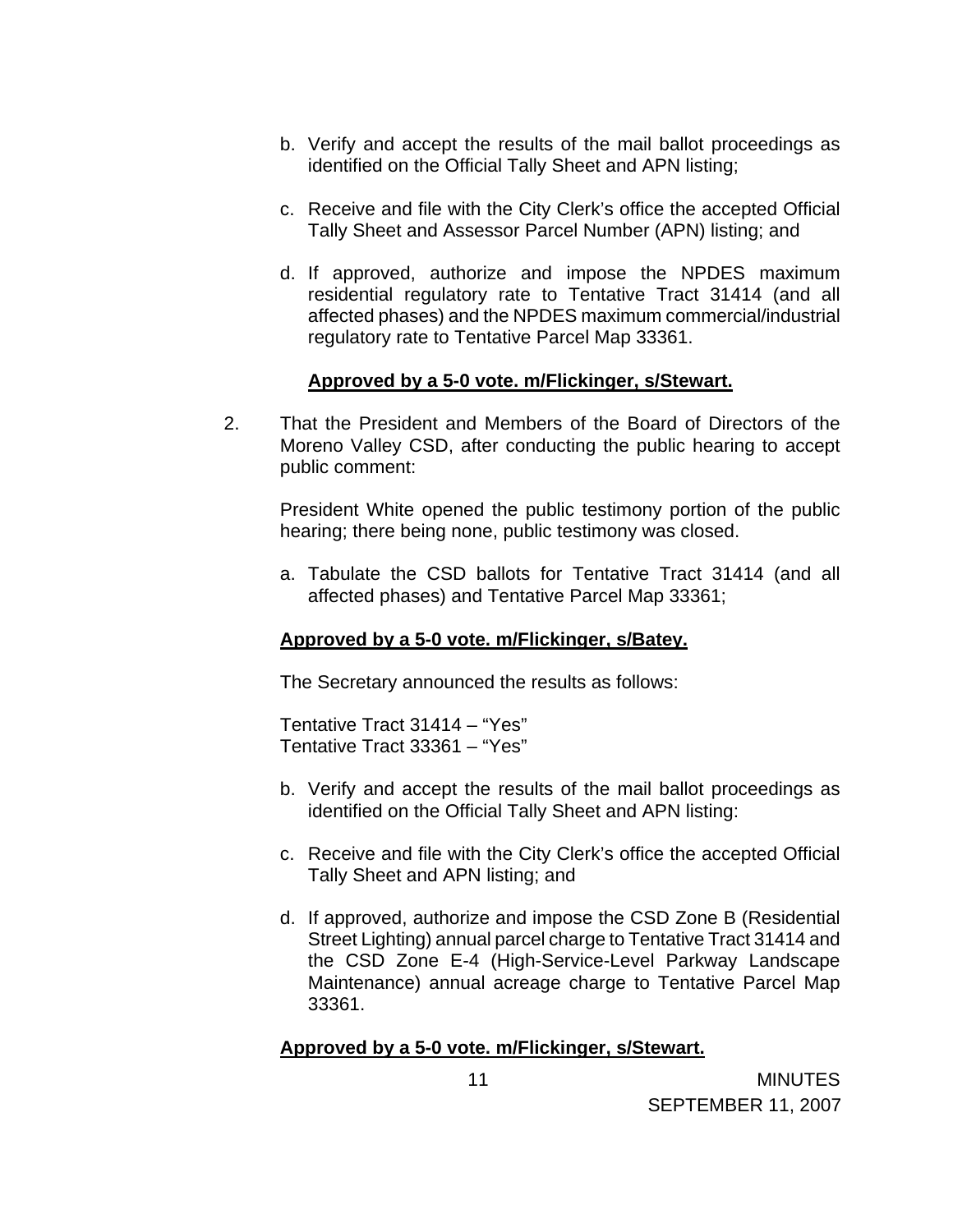b. Verify and accept the results of the mail ballot proceedings as identified on the Official Tally Sheet and APN listing;

c. Receive and file with the City Clerk's office the accepted Official Tally Sheet and Assessor Parcel Number (APN) listing; and

d. If approved, authorize and impose the NPDES maximum residential regulatory rate to Tentative Tract 31414 (and all affected phases) and the NPDES maximum commercial/industrial regulatory rate to Tentative Parcel Map 33361.

**Approved by a 5-0 vote. m/Flickinger, s/Stewart.**

2. That the President and Members of the Board of Directors of the Moreno Valley CSD, after conducting the public hearing to accept public comment:

   President White opened the public testimony portion of the public hearing; there being none, public testimony was closed.

   a. Tabulate the CSD ballots for Tentative Tract 31414 (and all affected phases) and Tentative Parcel Map 33361;

   **Approved by a 5-0 vote. m/Flickinger, s/Batey.**

   The Secretary announced the results as follows:

   Tentative Tract 31414 – "Yes"
   Tentative Tract 33361 – "Yes"

   b. Verify and accept the results of the mail ballot proceedings as identified on the Official Tally Sheet and APN listing:

   c. Receive and file with the City Clerk's office the accepted Official Tally Sheet and APN listing; and

   d. If approved, authorize and impose the CSD Zone B (Residential Street Lighting) annual parcel charge to Tentative Tract 31414 and the CSD Zone E-4 (High-Service-Level Parkway Landscape Maintenance) annual acreage charge to Tentative Parcel Map 33361.

   **Approved by a 5-0 vote. m/Flickinger, s/Stewart.**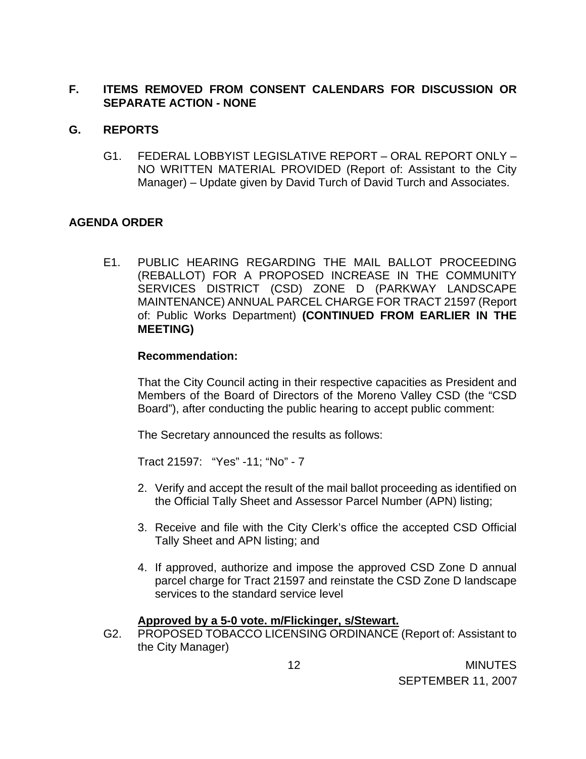## F. ITEMS REMOVED FROM CONSENT CALENDARS FOR DISCUSSION OR SEPARATE ACTION - NONE

## G. REPORTS

G1. FEDERAL LOBBYIST LEGISLATIVE REPORT – ORAL REPORT ONLY – NO WRITTEN MATERIAL PROVIDED (Report of: Assistant to the City Manager) – Update given by David Turch of David Turch and Associates.

## AGENDA ORDER

E1. PUBLIC HEARING REGARDING THE MAIL BALLOT PROCEEDING (REBALLOT) FOR A PROPOSED INCREASE IN THE COMMUNITY SERVICES DISTRICT (CSD) ZONE D (PARKWAY LANDSCAPE MAINTENANCE) ANNUAL PARCEL CHARGE FOR TRACT 21597 (Report of: Public Works Department) **(CONTINUED FROM EARLIER IN THE MEETING)**

**Recommendation:**

That the City Council acting in their respective capacities as President and Members of the Board of Directors of the Moreno Valley CSD (the "CSD Board"), after conducting the public hearing to accept public comment:

The Secretary announced the results as follows:

Tract 21597: "Yes" -11; "No" - 7

2. Verify and accept the result of the mail ballot proceeding as identified on the Official Tally Sheet and Assessor Parcel Number (APN) listing;
3. Receive and file with the City Clerk's office the accepted CSD Official Tally Sheet and APN listing; and
4. If approved, authorize and impose the approved CSD Zone D annual parcel charge for Tract 21597 and reinstate the CSD Zone D landscape services to the standard service level

**Approved by a 5-0 vote. m/Flickinger, s/Stewart.**

G2. PROPOSED TOBACCO LICENSING ORDINANCE (Report of: Assistant to the City Manager)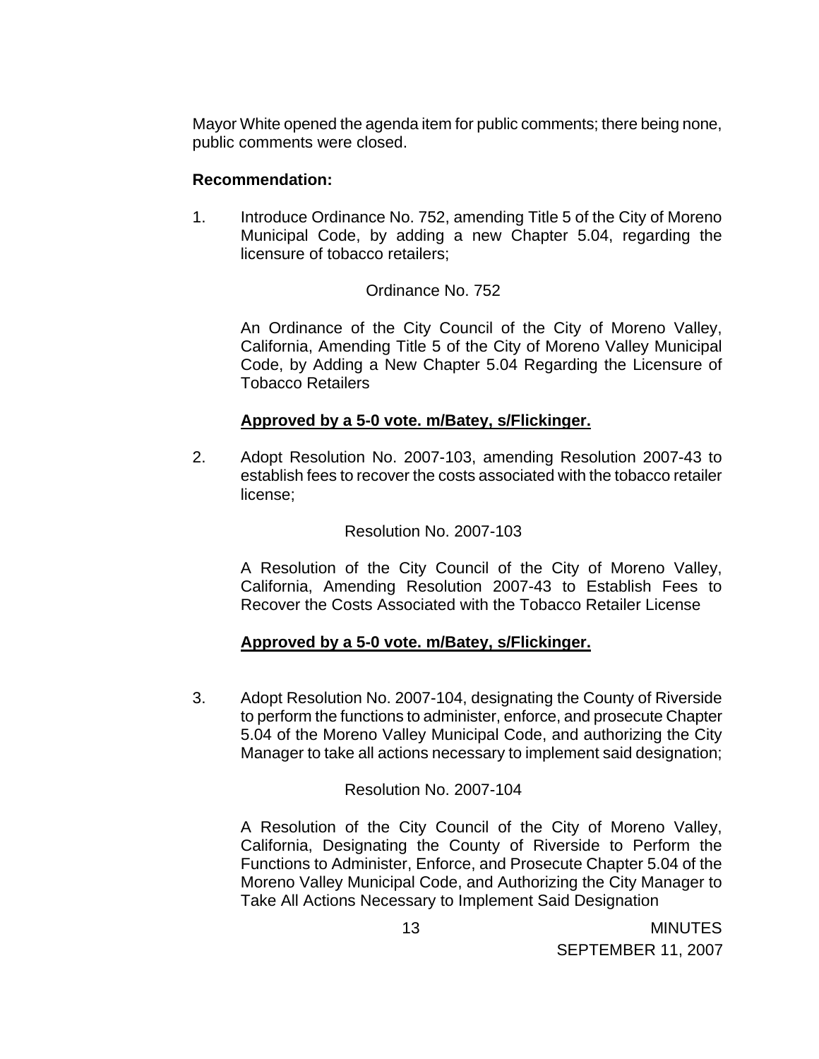Mayor White opened the agenda item for public comments; there being none, public comments were closed.

**Recommendation:**

1. Introduce Ordinance No. 752, amending Title 5 of the City of Moreno Municipal Code, by adding a new Chapter 5.04, regarding the licensure of tobacco retailers;

   Ordinance No. 752

   An Ordinance of the City Council of the City of Moreno Valley, California, Amending Title 5 of the City of Moreno Valley Municipal Code, by Adding a New Chapter 5.04 Regarding the Licensure of Tobacco Retailers

   **Approved by a 5-0 vote. m/Batey, s/Flickinger.**

2. Adopt Resolution No. 2007-103, amending Resolution 2007-43 to establish fees to recover the costs associated with the tobacco retailer license;

   Resolution No. 2007-103

   A Resolution of the City Council of the City of Moreno Valley, California, Amending Resolution 2007-43 to Establish Fees to Recover the Costs Associated with the Tobacco Retailer License

   **Approved by a 5-0 vote. m/Batey, s/Flickinger.**

3. Adopt Resolution No. 2007-104, designating the County of Riverside to perform the functions to administer, enforce, and prosecute Chapter 5.04 of the Moreno Valley Municipal Code, and authorizing the City Manager to take all actions necessary to implement said designation;

   Resolution No. 2007-104

   A Resolution of the City Council of the City of Moreno Valley, California, Designating the County of Riverside to Perform the Functions to Administer, Enforce, and Prosecute Chapter 5.04 of the Moreno Valley Municipal Code, and Authorizing the City Manager to Take All Actions Necessary to Implement Said Designation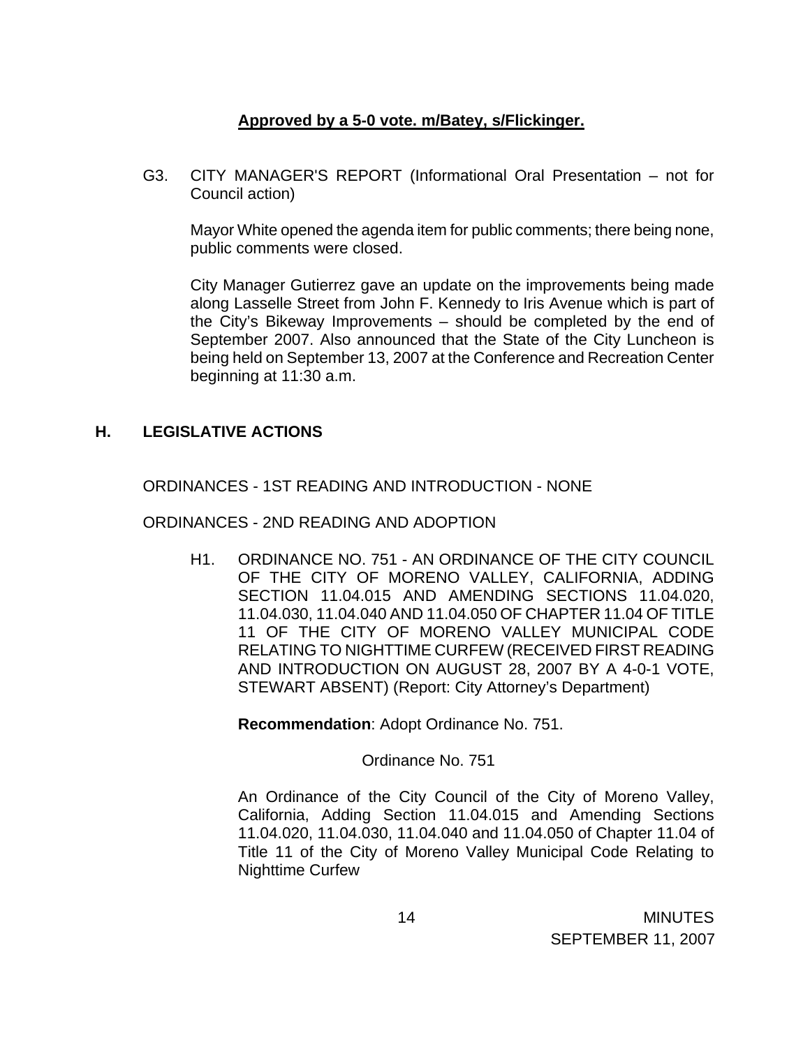**Approved by a 5-0 vote. m/Batey, s/Flickinger.**

G3. CITY MANAGER'S REPORT (Informational Oral Presentation – not for Council action)

Mayor White opened the agenda item for public comments; there being none, public comments were closed.

City Manager Gutierrez gave an update on the improvements being made along Lasselle Street from John F. Kennedy to Iris Avenue which is part of the City's Bikeway Improvements – should be completed by the end of September 2007. Also announced that the State of the City Luncheon is being held on September 13, 2007 at the Conference and Recreation Center beginning at 11:30 a.m.

## H. LEGISLATIVE ACTIONS

ORDINANCES - 1ST READING AND INTRODUCTION - NONE

ORDINANCES - 2ND READING AND ADOPTION

H1. ORDINANCE NO. 751 - AN ORDINANCE OF THE CITY COUNCIL OF THE CITY OF MORENO VALLEY, CALIFORNIA, ADDING SECTION 11.04.015 AND AMENDING SECTIONS 11.04.020, 11.04.030, 11.04.040 AND 11.04.050 OF CHAPTER 11.04 OF TITLE 11 OF THE CITY OF MORENO VALLEY MUNICIPAL CODE RELATING TO NIGHTTIME CURFEW (RECEIVED FIRST READING AND INTRODUCTION ON AUGUST 28, 2007 BY A 4-0-1 VOTE, STEWART ABSENT) (Report: City Attorney's Department)

**Recommendation**: Adopt Ordinance No. 751.

Ordinance No. 751

An Ordinance of the City Council of the City of Moreno Valley, California, Adding Section 11.04.015 and Amending Sections 11.04.020, 11.04.030, 11.04.040 and 11.04.050 of Chapter 11.04 of Title 11 of the City of Moreno Valley Municipal Code Relating to Nighttime Curfew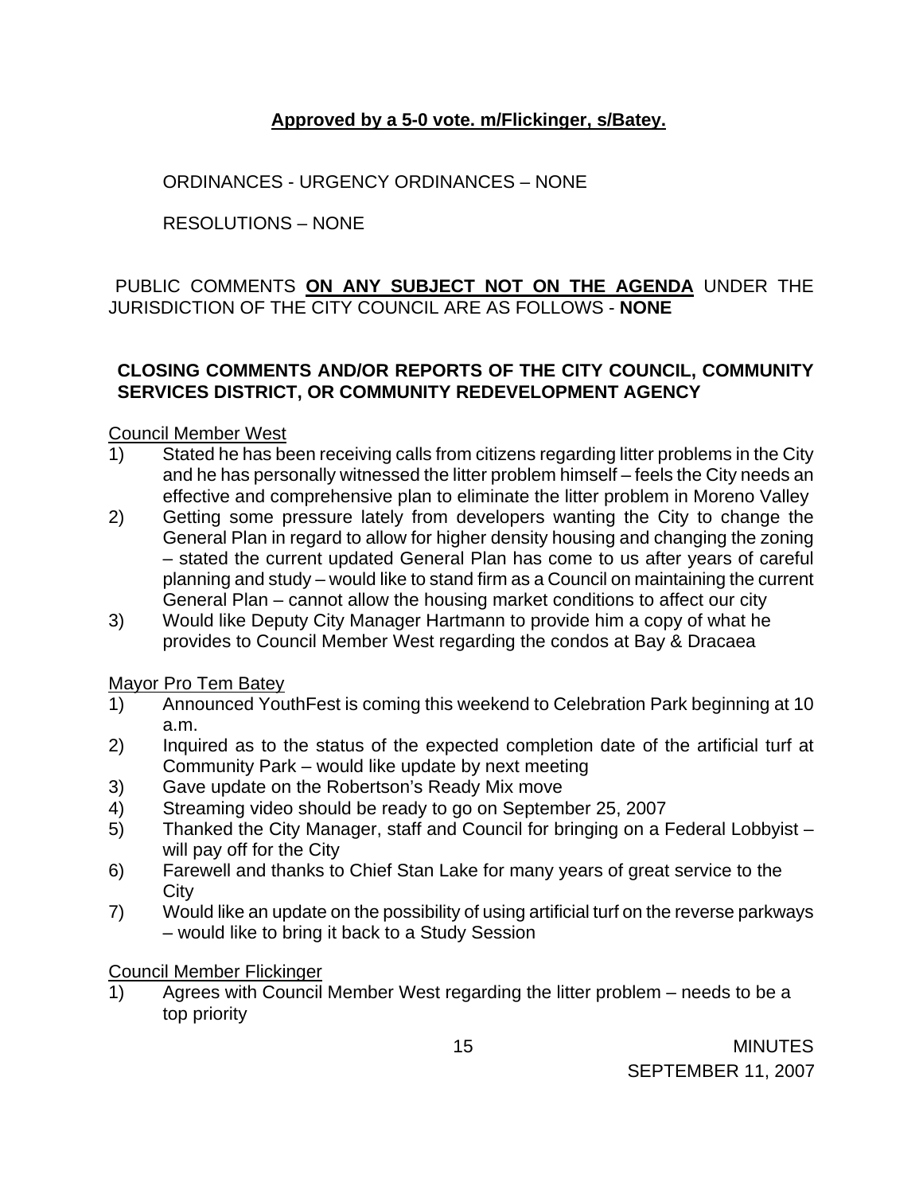**<u>Approved by a 5-0 vote. m/Flickinger, s/Batey.</u>**

ORDINANCES - URGENCY ORDINANCES – NONE

RESOLUTIONS – NONE

PUBLIC COMMENTS **<u>ON ANY SUBJECT NOT ON THE AGENDA</u>** UNDER THE JURISDICTION OF THE CITY COUNCIL ARE AS FOLLOWS - **NONE**

**CLOSING COMMENTS AND/OR REPORTS OF THE CITY COUNCIL, COMMUNITY SERVICES DISTRICT, OR COMMUNITY REDEVELOPMENT AGENCY**

<u>Council Member West</u>

1) Stated he has been receiving calls from citizens regarding litter problems in the City and he has personally witnessed the litter problem himself – feels the City needs an effective and comprehensive plan to eliminate the litter problem in Moreno Valley
2) Getting some pressure lately from developers wanting the City to change the General Plan in regard to allow for higher density housing and changing the zoning – stated the current updated General Plan has come to us after years of careful planning and study – would like to stand firm as a Council on maintaining the current General Plan – cannot allow the housing market conditions to affect our city
3) Would like Deputy City Manager Hartmann to provide him a copy of what he provides to Council Member West regarding the condos at Bay & Dracaea

<u>Mayor Pro Tem Batey</u>

1) Announced YouthFest is coming this weekend to Celebration Park beginning at 10 a.m.
2) Inquired as to the status of the expected completion date of the artificial turf at Community Park – would like update by next meeting
3) Gave update on the Robertson's Ready Mix move
4) Streaming video should be ready to go on September 25, 2007
5) Thanked the City Manager, staff and Council for bringing on a Federal Lobbyist – will pay off for the City
6) Farewell and thanks to Chief Stan Lake for many years of great service to the City
7) Would like an update on the possibility of using artificial turf on the reverse parkways – would like to bring it back to a Study Session

<u>Council Member Flickinger</u>

1) Agrees with Council Member West regarding the litter problem – needs to be a top priority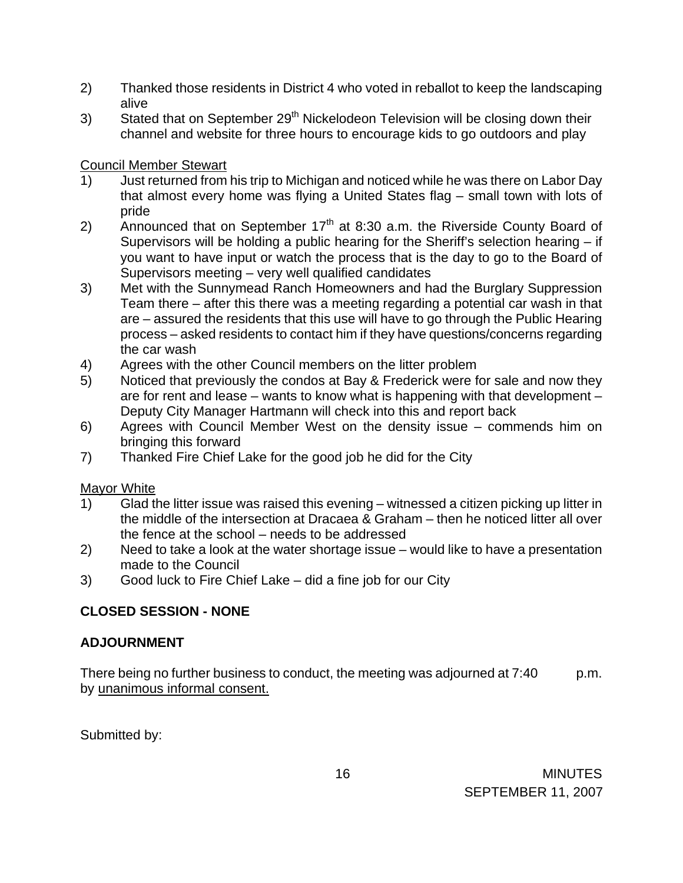2) Thanked those residents in District 4 who voted in reballot to keep the landscaping alive
3) Stated that on September 29th Nickelodeon Television will be closing down their channel and website for three hours to encourage kids to go outdoors and play

<u>Council Member Stewart</u>

1) Just returned from his trip to Michigan and noticed while he was there on Labor Day that almost every home was flying a United States flag – small town with lots of pride
2) Announced that on September 17th at 8:30 a.m. the Riverside County Board of Supervisors will be holding a public hearing for the Sheriff's selection hearing – if you want to have input or watch the process that is the day to go to the Board of Supervisors meeting – very well qualified candidates
3) Met with the Sunnymead Ranch Homeowners and had the Burglary Suppression Team there – after this there was a meeting regarding a potential car wash in that are – assured the residents that this use will have to go through the Public Hearing process – asked residents to contact him if they have questions/concerns regarding the car wash
4) Agrees with the other Council members on the litter problem
5) Noticed that previously the condos at Bay & Frederick were for sale and now they are for rent and lease – wants to know what is happening with that development – Deputy City Manager Hartmann will check into this and report back
6) Agrees with Council Member West on the density issue – commends him on bringing this forward
7) Thanked Fire Chief Lake for the good job he did for the City

<u>Mayor White</u>

1) Glad the litter issue was raised this evening – witnessed a citizen picking up litter in the middle of the intersection at Dracaea & Graham – then he noticed litter all over the fence at the school – needs to be addressed
2) Need to take a look at the water shortage issue – would like to have a presentation made to the Council
3) Good luck to Fire Chief Lake – did a fine job for our City

**CLOSED SESSION - NONE**

**ADJOURNMENT**

There being no further business to conduct, the meeting was adjourned at 7:40 p.m. by <u>unanimous informal consent.</u>

Submitted by:

MINUTES
SEPTEMBER 11, 2007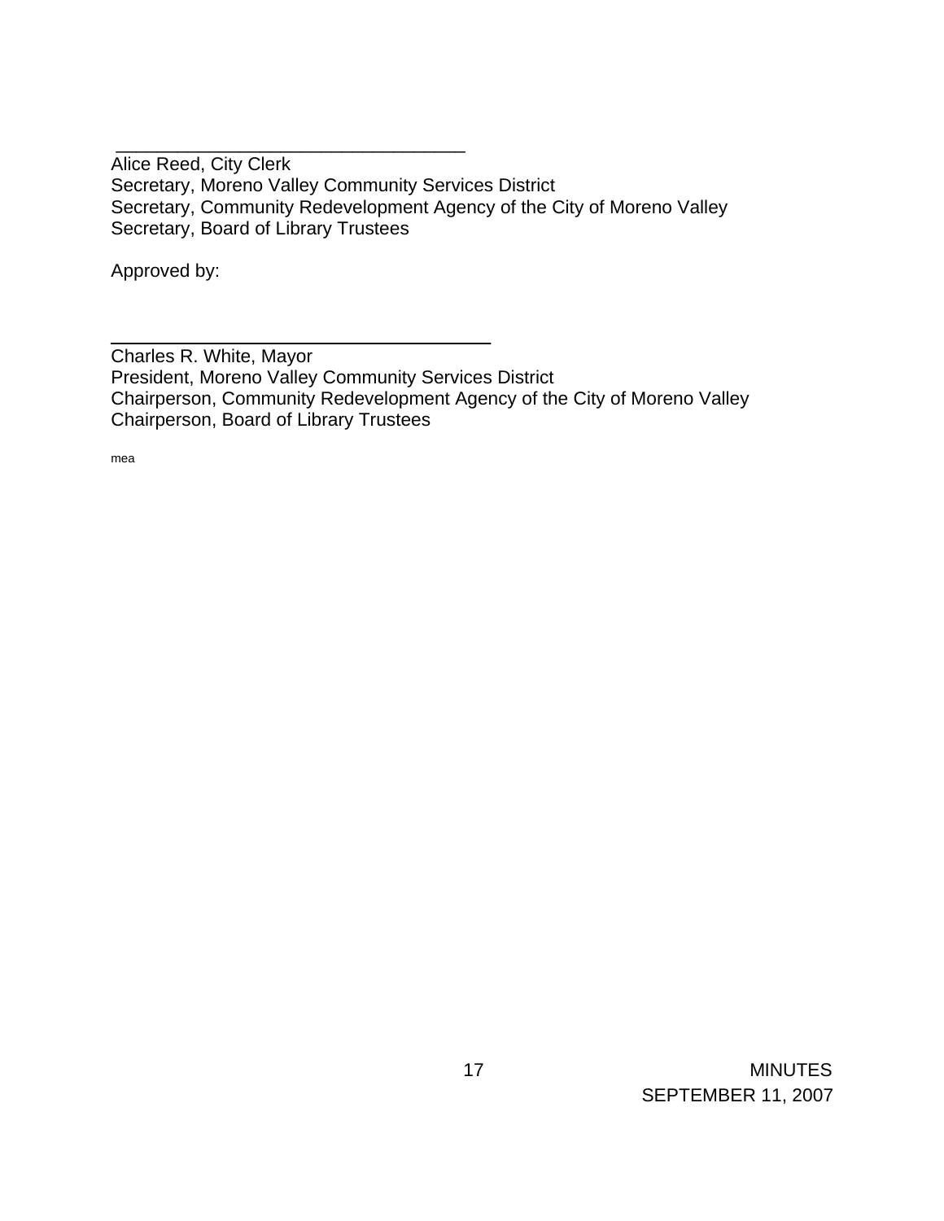\_\_\_\_\_\_\_\_\_\_\_\_\_\_\_\_\_\_\_\_\_\_\_\_\_\_\_\_\_\_\_\_\_\_\_
Alice Reed, City Clerk
Secretary, Moreno Valley Community Services District
Secretary, Community Redevelopment Agency of the City of Moreno Valley
Secretary, Board of Library Trustees

Approved by:

\_\_\_\_\_\_\_\_\_\_\_\_\_\_\_\_\_\_\_\_\_\_\_\_\_\_\_\_\_\_\_\_\_\_\_
Charles R. White, Mayor
President, Moreno Valley Community Services District
Chairperson, Community Redevelopment Agency of the City of Moreno Valley
Chairperson, Board of Library Trustees

mea